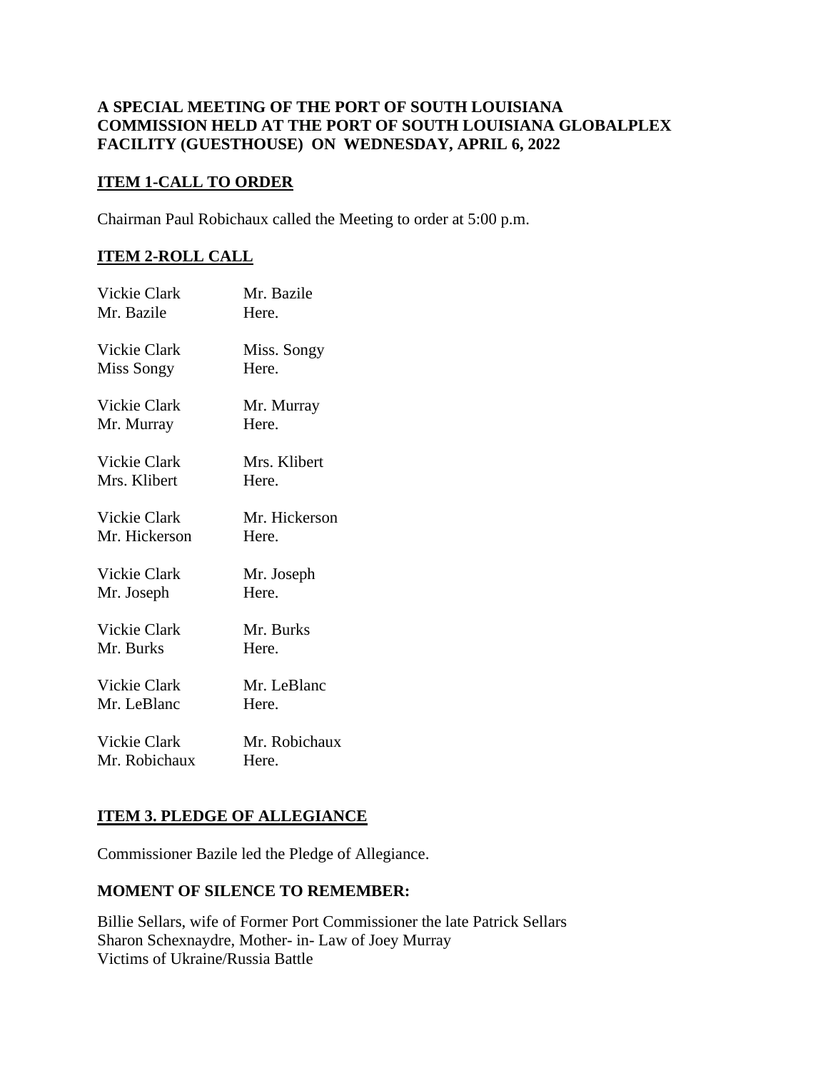**A SPECIAL MEETING OF THE PORT OF SOUTH LOUISIANA COMMISSION HELD AT THE PORT OF SOUTH LOUISIANA GLOBALPLEX FACILITY (GUESTHOUSE) ON WEDNESDAY, APRIL 6, 2022**

**ITEM 1-CALL TO ORDER**

Chairman Paul Robichaux called the Meeting to order at 5:00 p.m.

**ITEM 2-ROLL CALL**

| | |
|---|---|
| Vickie Clark | Mr. Bazile |
| Mr. Bazile | Here. |
| Vickie Clark | Miss. Songy |
| Miss Songy | Here. |
| Vickie Clark | Mr. Murray |
| Mr. Murray | Here. |
| Vickie Clark | Mrs. Klibert |
| Mrs. Klibert | Here. |
| Vickie Clark | Mr. Hickerson |
| Mr. Hickerson | Here. |
| Vickie Clark | Mr. Joseph |
| Mr. Joseph | Here. |
| Vickie Clark | Mr. Burks |
| Mr. Burks | Here. |
| Vickie Clark | Mr. LeBlanc |
| Mr. LeBlanc | Here. |
| Vickie Clark | Mr. Robichaux |
| Mr. Robichaux | Here. |

**ITEM 3. PLEDGE OF ALLEGIANCE**

Commissioner Bazile led the Pledge of Allegiance.

**MOMENT OF SILENCE TO REMEMBER:**

Billie Sellars, wife of Former Port Commissioner the late Patrick Sellars
Sharon Schexnaydre, Mother- in- Law of Joey Murray
Victims of Ukraine/Russia Battle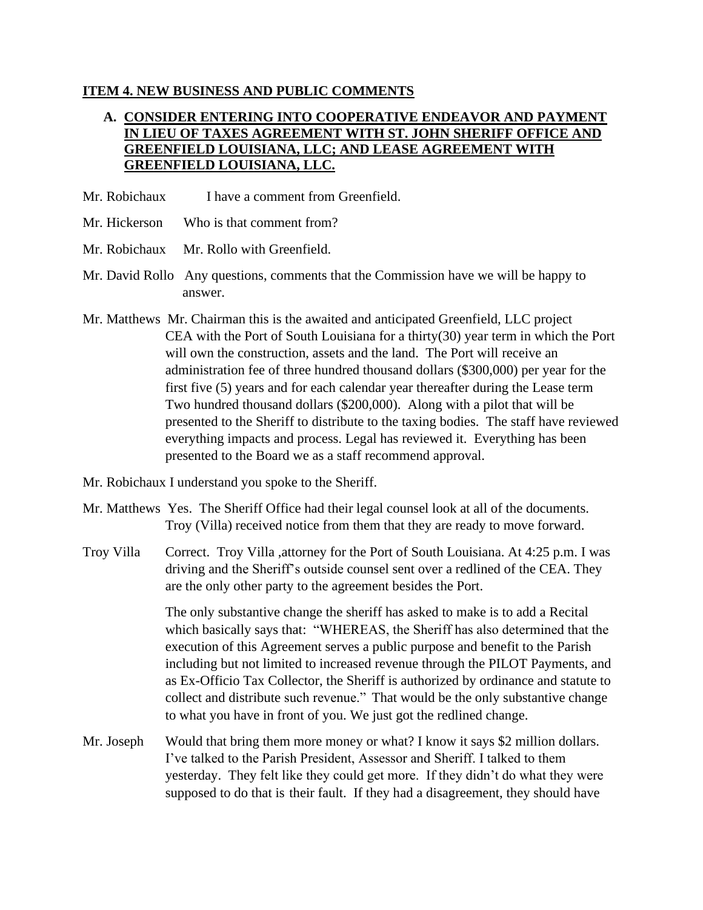**ITEM 4. NEW BUSINESS AND PUBLIC COMMENTS**

**A. CONSIDER ENTERING INTO COOPERATIVE ENDEAVOR AND PAYMENT IN LIEU OF TAXES AGREEMENT WITH ST. JOHN SHERIFF OFFICE AND GREENFIELD LOUISIANA, LLC; AND LEASE AGREEMENT WITH GREENFIELD LOUISIANA, LLC.**

Mr. Robichaux I have a comment from Greenfield.

Mr. Hickerson Who is that comment from?

Mr. Robichaux Mr. Rollo with Greenfield.

Mr. David Rollo Any questions, comments that the Commission have we will be happy to answer.

Mr. Matthews Mr. Chairman this is the awaited and anticipated Greenfield, LLC project CEA with the Port of South Louisiana for a thirty(30) year term in which the Port will own the construction, assets and the land. The Port will receive an administration fee of three hundred thousand dollars ($300,000) per year for the first five (5) years and for each calendar year thereafter during the Lease term Two hundred thousand dollars ($200,000). Along with a pilot that will be presented to the Sheriff to distribute to the taxing bodies. The staff have reviewed everything impacts and process. Legal has reviewed it. Everything has been presented to the Board we as a staff recommend approval.

Mr. Robichaux I understand you spoke to the Sheriff.

Mr. Matthews Yes. The Sheriff Office had their legal counsel look at all of the documents. Troy (Villa) received notice from them that they are ready to move forward.

Troy Villa Correct. Troy Villa ,attorney for the Port of South Louisiana. At 4:25 p.m. I was driving and the Sheriff's outside counsel sent over a redlined of the CEA. They are the only other party to the agreement besides the Port.

The only substantive change the sheriff has asked to make is to add a Recital which basically says that: "WHEREAS, the Sheriff has also determined that the execution of this Agreement serves a public purpose and benefit to the Parish including but not limited to increased revenue through the PILOT Payments, and as Ex-Officio Tax Collector, the Sheriff is authorized by ordinance and statute to collect and distribute such revenue." That would be the only substantive change to what you have in front of you. We just got the redlined change.

Mr. Joseph Would that bring them more money or what? I know it says $2 million dollars. I've talked to the Parish President, Assessor and Sheriff. I talked to them yesterday. They felt like they could get more. If they didn't do what they were supposed to do that is their fault. If they had a disagreement, they should have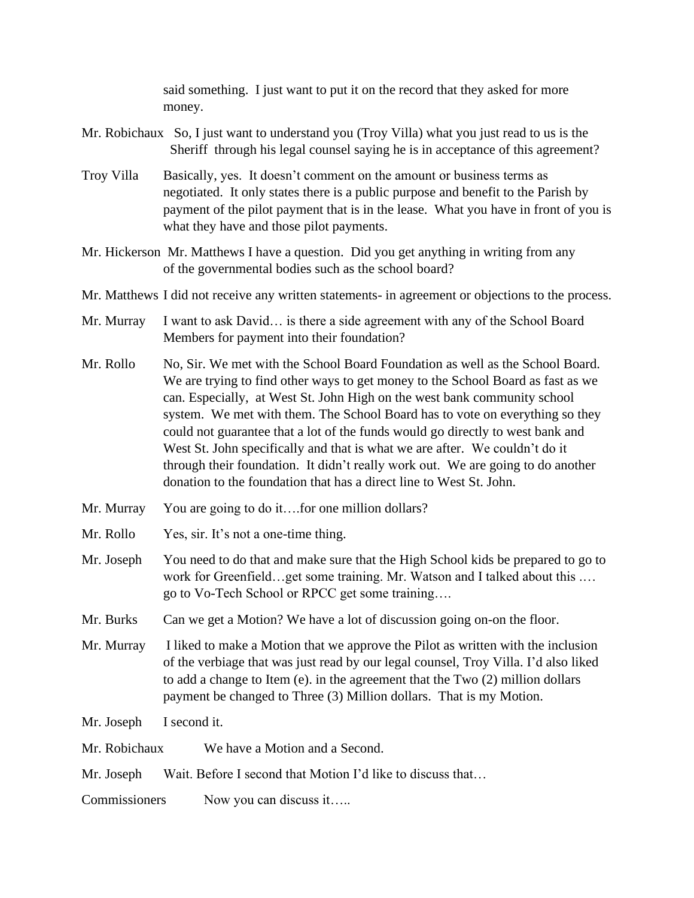said something. I just want to put it on the record that they asked for more money.

Mr. Robichaux So, I just want to understand you (Troy Villa) what you just read to us is the Sheriff through his legal counsel saying he is in acceptance of this agreement?

Troy Villa Basically, yes. It doesn't comment on the amount or business terms as negotiated. It only states there is a public purpose and benefit to the Parish by payment of the pilot payment that is in the lease. What you have in front of you is what they have and those pilot payments.

Mr. Hickerson Mr. Matthews I have a question. Did you get anything in writing from any of the governmental bodies such as the school board?

Mr. Matthews I did not receive any written statements- in agreement or objections to the process.

Mr. Murray I want to ask David… is there a side agreement with any of the School Board Members for payment into their foundation?

Mr. Rollo No, Sir. We met with the School Board Foundation as well as the School Board. We are trying to find other ways to get money to the School Board as fast as we can. Especially, at West St. John High on the west bank community school system. We met with them. The School Board has to vote on everything so they could not guarantee that a lot of the funds would go directly to west bank and West St. John specifically and that is what we are after. We couldn't do it through their foundation. It didn't really work out. We are going to do another donation to the foundation that has a direct line to West St. John.

Mr. Murray You are going to do it….for one million dollars?

Mr. Rollo Yes, sir. It's not a one-time thing.

Mr. Joseph You need to do that and make sure that the High School kids be prepared to go to work for Greenfield…get some training. Mr. Watson and I talked about this .… go to Vo-Tech School or RPCC get some training….

Mr. Burks Can we get a Motion? We have a lot of discussion going on-on the floor.

Mr. Murray I liked to make a Motion that we approve the Pilot as written with the inclusion of the verbiage that was just read by our legal counsel, Troy Villa. I'd also liked to add a change to Item (e). in the agreement that the Two (2) million dollars payment be changed to Three (3) Million dollars. That is my Motion.

Mr. Joseph I second it.

Mr. Robichaux We have a Motion and a Second.

Mr. Joseph Wait. Before I second that Motion I'd like to discuss that…

Commissioners Now you can discuss it…..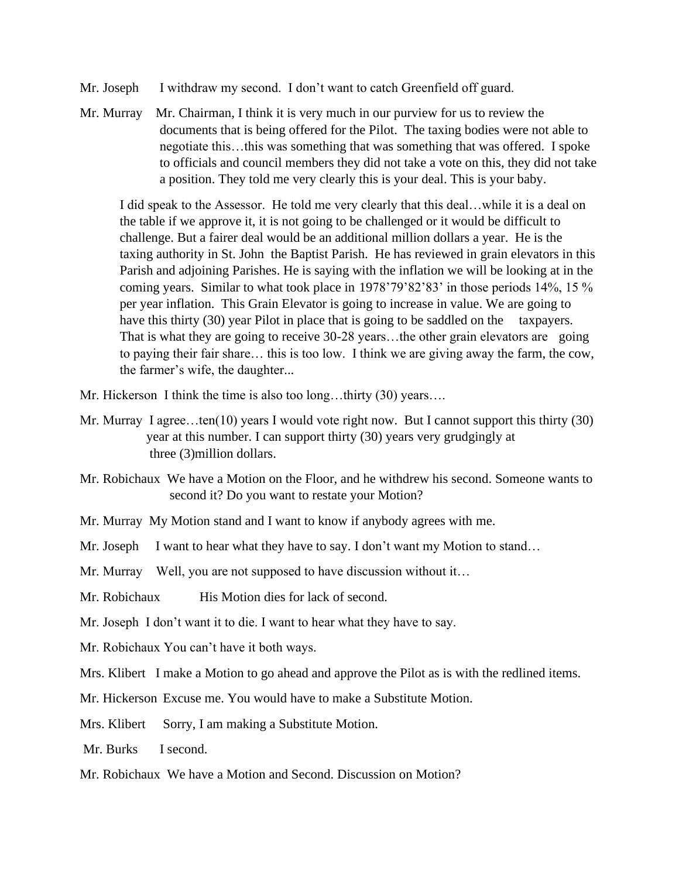Mr. Joseph I withdraw my second. I don't want to catch Greenfield off guard.

Mr. Murray Mr. Chairman, I think it is very much in our purview for us to review the documents that is being offered for the Pilot. The taxing bodies were not able to negotiate this…this was something that was something that was offered. I spoke to officials and council members they did not take a vote on this, they did not take a position. They told me very clearly this is your deal. This is your baby.

I did speak to the Assessor. He told me very clearly that this deal…while it is a deal on the table if we approve it, it is not going to be challenged or it would be difficult to challenge. But a fairer deal would be an additional million dollars a year. He is the taxing authority in St. John the Baptist Parish. He has reviewed in grain elevators in this Parish and adjoining Parishes. He is saying with the inflation we will be looking at in the coming years. Similar to what took place in 1978'79'82'83' in those periods 14%, 15 % per year inflation. This Grain Elevator is going to increase in value. We are going to have this thirty (30) year Pilot in place that is going to be saddled on the taxpayers. That is what they are going to receive 30-28 years…the other grain elevators are going to paying their fair share… this is too low. I think we are giving away the farm, the cow, the farmer's wife, the daughter...

Mr. Hickerson I think the time is also too long…thirty (30) years….

Mr. Murray I agree…ten(10) years I would vote right now. But I cannot support this thirty (30) year at this number. I can support thirty (30) years very grudgingly at three (3)million dollars.

Mr. Robichaux We have a Motion on the Floor, and he withdrew his second. Someone wants to second it? Do you want to restate your Motion?

Mr. Murray My Motion stand and I want to know if anybody agrees with me.

Mr. Joseph I want to hear what they have to say. I don't want my Motion to stand…

Mr. Murray Well, you are not supposed to have discussion without it…

Mr. Robichaux His Motion dies for lack of second.

Mr. Joseph I don't want it to die. I want to hear what they have to say.

Mr. Robichaux You can't have it both ways.

Mrs. Klibert I make a Motion to go ahead and approve the Pilot as is with the redlined items.

Mr. Hickerson Excuse me. You would have to make a Substitute Motion.

Mrs. Klibert Sorry, I am making a Substitute Motion.

Mr. Burks I second.

Mr. Robichaux We have a Motion and Second. Discussion on Motion?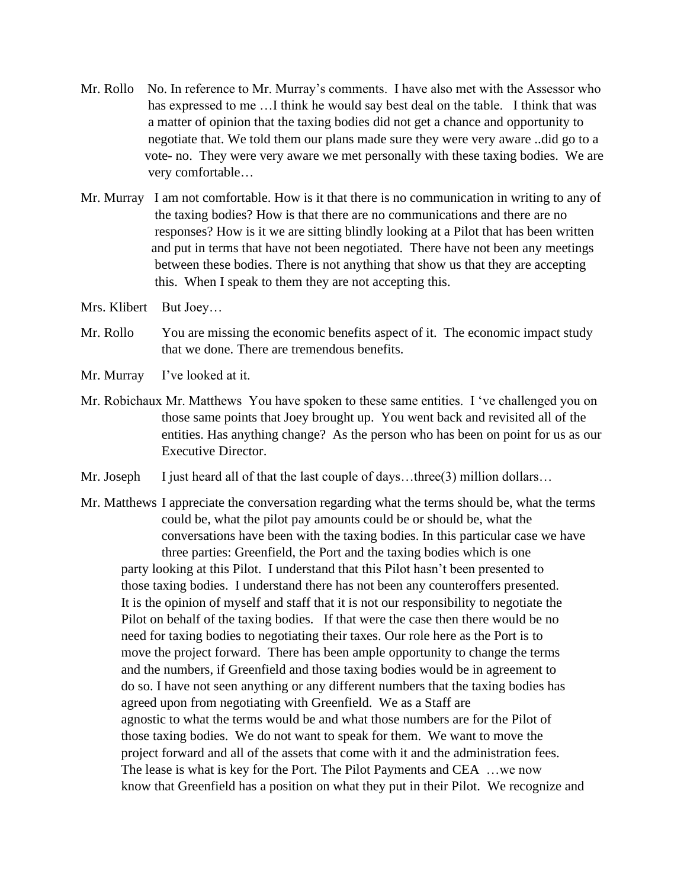Mr. Rollo No. In reference to Mr. Murray's comments. I have also met with the Assessor who has expressed to me …I think he would say best deal on the table. I think that was a matter of opinion that the taxing bodies did not get a chance and opportunity to negotiate that. We told them our plans made sure they were very aware ..did go to a vote- no. They were very aware we met personally with these taxing bodies. We are very comfortable…

Mr. Murray I am not comfortable. How is it that there is no communication in writing to any of the taxing bodies? How is that there are no communications and there are no responses? How is it we are sitting blindly looking at a Pilot that has been written and put in terms that have not been negotiated. There have not been any meetings between these bodies. There is not anything that show us that they are accepting this. When I speak to them they are not accepting this.

Mrs. Klibert But Joey…

Mr. Rollo You are missing the economic benefits aspect of it. The economic impact study that we done. There are tremendous benefits.

Mr. Murray I've looked at it.

Mr. Robichaux Mr. Matthews You have spoken to these same entities. I 've challenged you on those same points that Joey brought up. You went back and revisited all of the entities. Has anything change? As the person who has been on point for us as our Executive Director.

Mr. Joseph I just heard all of that the last couple of days…three(3) million dollars…

Mr. Matthews I appreciate the conversation regarding what the terms should be, what the terms could be, what the pilot pay amounts could be or should be, what the conversations have been with the taxing bodies. In this particular case we have three parties: Greenfield, the Port and the taxing bodies which is one party looking at this Pilot. I understand that this Pilot hasn't been presented to those taxing bodies. I understand there has not been any counteroffers presented. It is the opinion of myself and staff that it is not our responsibility to negotiate the Pilot on behalf of the taxing bodies. If that were the case then there would be no need for taxing bodies to negotiating their taxes. Our role here as the Port is to move the project forward. There has been ample opportunity to change the terms and the numbers, if Greenfield and those taxing bodies would be in agreement to do so. I have not seen anything or any different numbers that the taxing bodies has agreed upon from negotiating with Greenfield. We as a Staff are agnostic to what the terms would be and what those numbers are for the Pilot of those taxing bodies. We do not want to speak for them. We want to move the project forward and all of the assets that come with it and the administration fees. The lease is what is key for the Port. The Pilot Payments and CEA …we now know that Greenfield has a position on what they put in their Pilot. We recognize and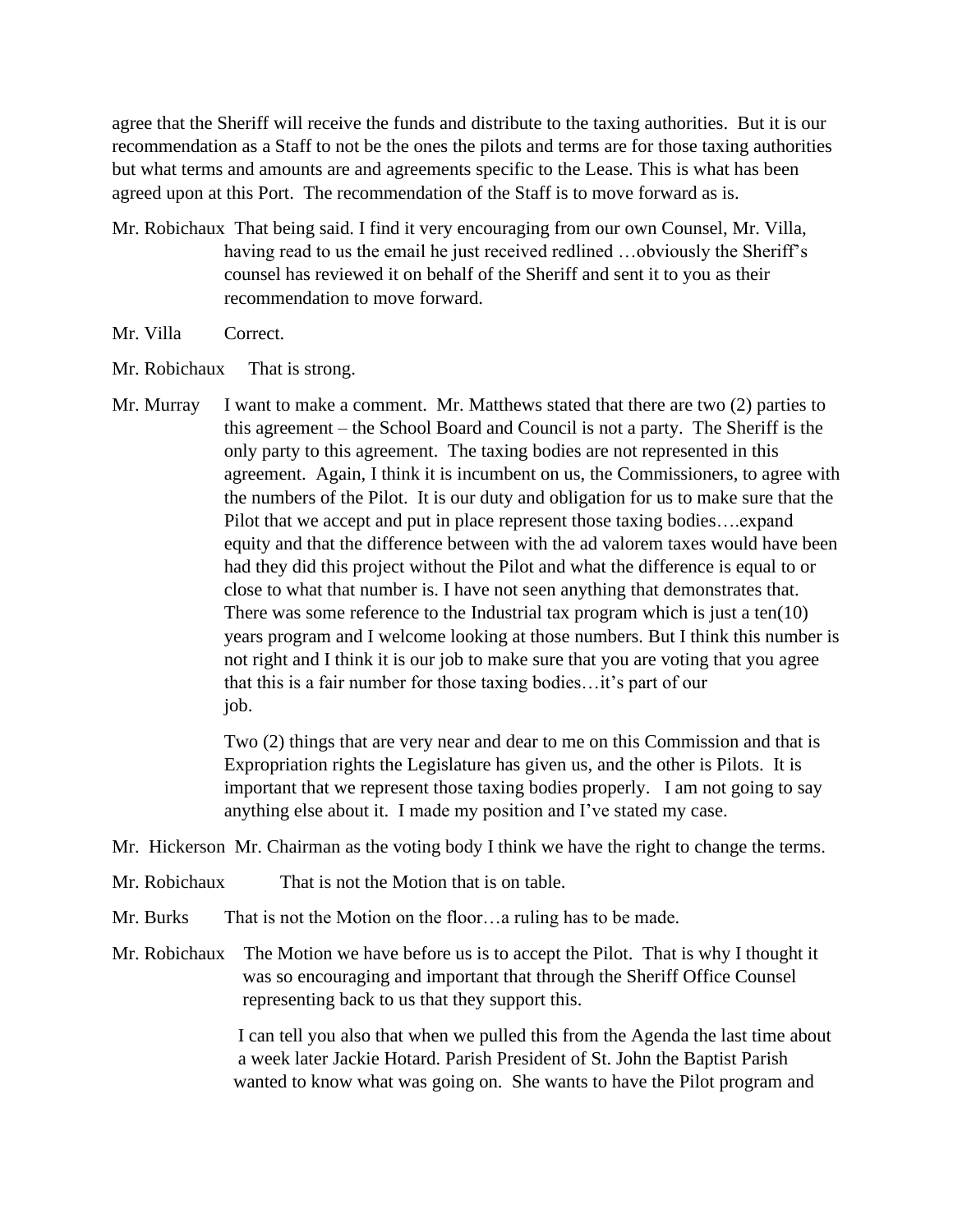agree that the Sheriff will receive the funds and distribute to the taxing authorities. But it is our recommendation as a Staff to not be the ones the pilots and terms are for those taxing authorities but what terms and amounts are and agreements specific to the Lease. This is what has been agreed upon at this Port. The recommendation of the Staff is to move forward as is.

Mr. Robichaux That being said. I find it very encouraging from our own Counsel, Mr. Villa, having read to us the email he just received redlined …obviously the Sheriff's counsel has reviewed it on behalf of the Sheriff and sent it to you as their recommendation to move forward.

Mr. Villa Correct.

Mr. Robichaux That is strong.

Mr. Murray I want to make a comment. Mr. Matthews stated that there are two (2) parties to this agreement – the School Board and Council is not a party. The Sheriff is the only party to this agreement. The taxing bodies are not represented in this agreement. Again, I think it is incumbent on us, the Commissioners, to agree with the numbers of the Pilot. It is our duty and obligation for us to make sure that the Pilot that we accept and put in place represent those taxing bodies….expand equity and that the difference between with the ad valorem taxes would have been had they did this project without the Pilot and what the difference is equal to or close to what that number is. I have not seen anything that demonstrates that. There was some reference to the Industrial tax program which is just a ten(10) years program and I welcome looking at those numbers. But I think this number is not right and I think it is our job to make sure that you are voting that you agree that this is a fair number for those taxing bodies…it's part of our job.

Two (2) things that are very near and dear to me on this Commission and that is Expropriation rights the Legislature has given us, and the other is Pilots. It is important that we represent those taxing bodies properly. I am not going to say anything else about it. I made my position and I've stated my case.

Mr. Hickerson Mr. Chairman as the voting body I think we have the right to change the terms.

Mr. Robichaux That is not the Motion that is on table.

Mr. Burks That is not the Motion on the floor…a ruling has to be made.

Mr. Robichaux The Motion we have before us is to accept the Pilot. That is why I thought it was so encouraging and important that through the Sheriff Office Counsel representing back to us that they support this.

I can tell you also that when we pulled this from the Agenda the last time about a week later Jackie Hotard. Parish President of St. John the Baptist Parish wanted to know what was going on. She wants to have the Pilot program and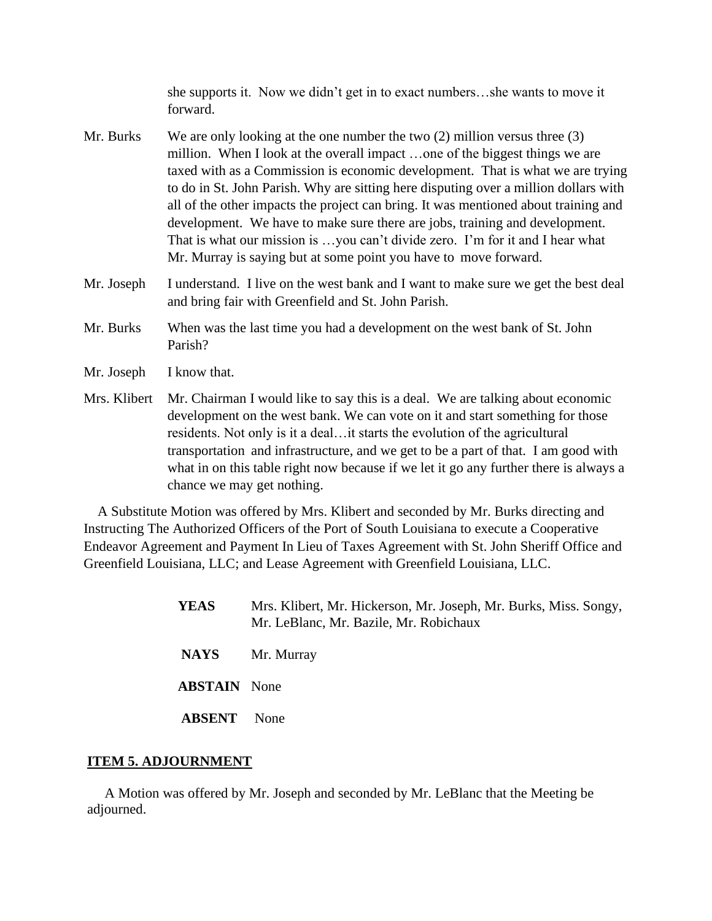she supports it. Now we didn't get in to exact numbers…she wants to move it forward.

Mr. Burks We are only looking at the one number the two (2) million versus three (3) million. When I look at the overall impact …one of the biggest things we are taxed with as a Commission is economic development. That is what we are trying to do in St. John Parish. Why are sitting here disputing over a million dollars with all of the other impacts the project can bring. It was mentioned about training and development. We have to make sure there are jobs, training and development. That is what our mission is …you can't divide zero. I'm for it and I hear what Mr. Murray is saying but at some point you have to move forward.

Mr. Joseph I understand. I live on the west bank and I want to make sure we get the best deal and bring fair with Greenfield and St. John Parish.

Mr. Burks When was the last time you had a development on the west bank of St. John Parish?

Mr. Joseph I know that.

Mrs. Klibert Mr. Chairman I would like to say this is a deal. We are talking about economic development on the west bank. We can vote on it and start something for those residents. Not only is it a deal…it starts the evolution of the agricultural transportation and infrastructure, and we get to be a part of that. I am good with what in on this table right now because if we let it go any further there is always a chance we may get nothing.

A Substitute Motion was offered by Mrs. Klibert and seconded by Mr. Burks directing and Instructing The Authorized Officers of the Port of South Louisiana to execute a Cooperative Endeavor Agreement and Payment In Lieu of Taxes Agreement with St. John Sheriff Office and Greenfield Louisiana, LLC; and Lease Agreement with Greenfield Louisiana, LLC.

**YEAS** Mrs. Klibert, Mr. Hickerson, Mr. Joseph, Mr. Burks, Miss. Songy, Mr. LeBlanc, Mr. Bazile, Mr. Robichaux

**NAYS** Mr. Murray

**ABSTAIN** None

**ABSENT** None

## ITEM 5. ADJOURNMENT

A Motion was offered by Mr. Joseph and seconded by Mr. LeBlanc that the Meeting be adjourned.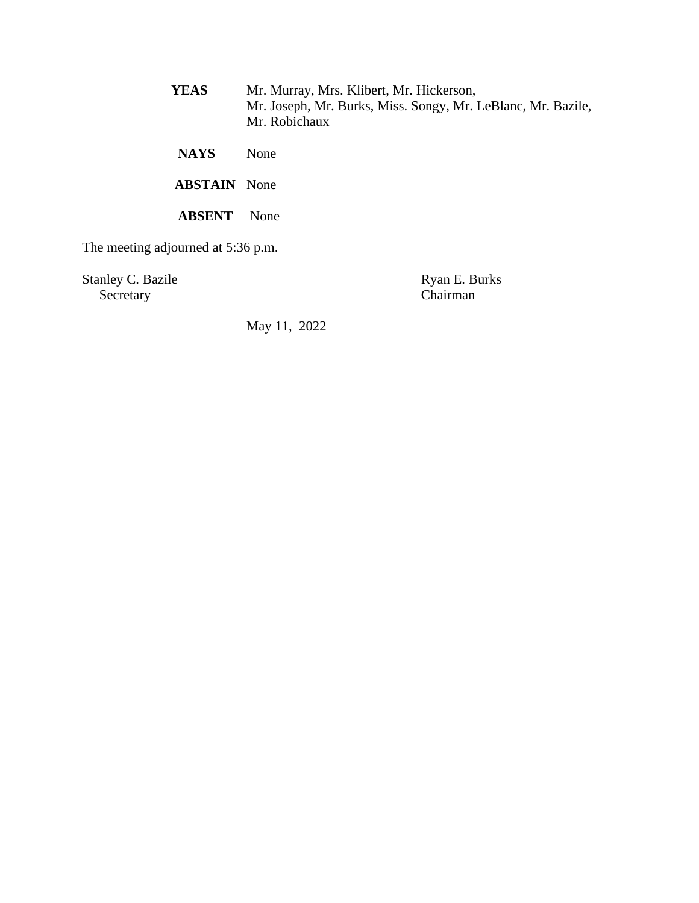**YEAS** Mr. Murray, Mrs. Klibert, Mr. Hickerson, Mr. Joseph, Mr. Burks, Miss. Songy, Mr. LeBlanc, Mr. Bazile, Mr. Robichaux

**NAYS** None

**ABSTAIN** None

**ABSENT** None

The meeting adjourned at 5:36 p.m.

Stanley C. Bazile
Secretary

Ryan E. Burks
Chairman

May 11, 2022